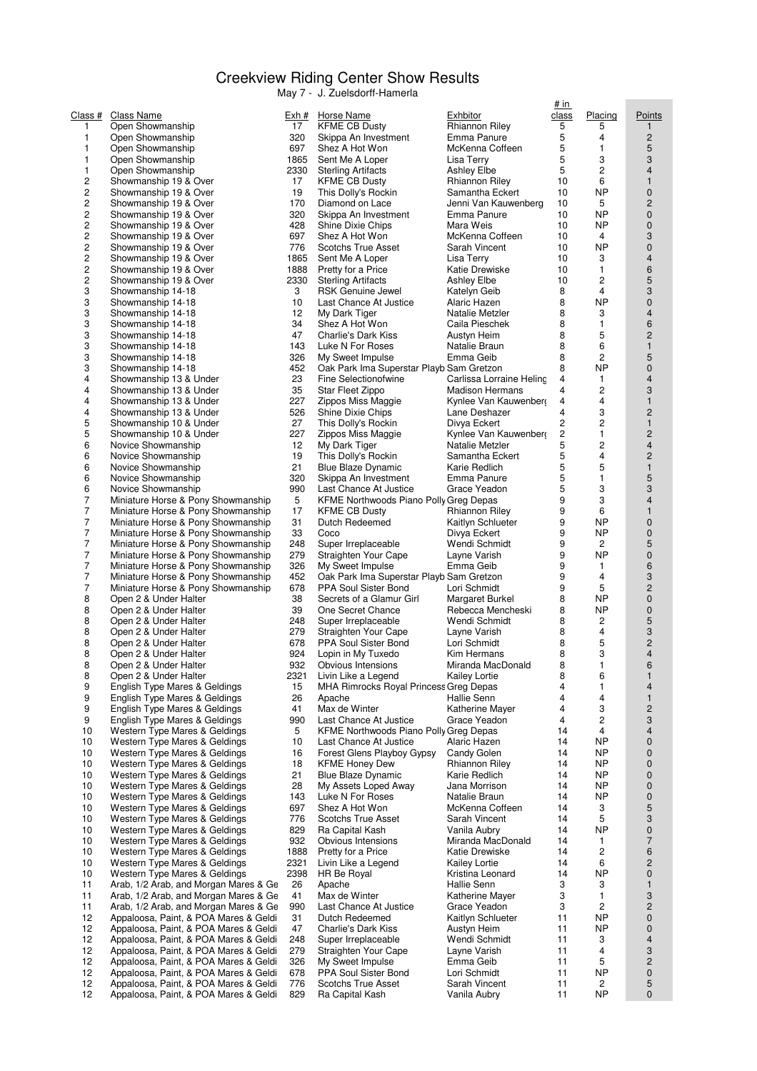# Creekview Riding Center Show Results

May 7 - J. Zuelsdorff-Hamerla

| Class # | Class Name | Exh # | Horse Name | Exhbitor | # in class | Placing | Points |
|---|---|---|---|---|---|---|---|
| 1 | Open Showmanship | 17 | KFME CB Dusty | Rhiannon Riley | 5 | 5 | 1 |
| 1 | Open Showmanship | 320 | Skippa An Investment | Emma Panure | 5 | 4 | 2 |
| 1 | Open Showmanship | 697 | Shez A Hot Won | McKenna Coffeen | 5 | 1 | 5 |
| 1 | Open Showmanship | 1865 | Sent Me A Loper | Lisa Terry | 5 | 3 | 3 |
| 1 | Open Showmanship | 2330 | Sterling Artifacts | Ashley Elbe | 5 | 2 | 4 |
| 2 | Showmanship 19 & Over | 17 | KFME CB Dusty | Rhiannon Riley | 10 | 6 | 1 |
| 2 | Showmanship 19 & Over | 19 | This Dolly's Rockin | Samantha Eckert | 10 | NP | 0 |
| 2 | Showmanship 19 & Over | 170 | Diamond on Lace | Jenni Van Kauwenberg | 10 | 5 | 2 |
| 2 | Showmanship 19 & Over | 320 | Skippa An Investment | Emma Panure | 10 | NP | 0 |
| 2 | Showmanship 19 & Over | 428 | Shine Dixie Chips | Mara Weis | 10 | NP | 0 |
| 2 | Showmanship 19 & Over | 697 | Shez A Hot Won | McKenna Coffeen | 10 | 4 | 3 |
| 2 | Showmanship 19 & Over | 776 | Scotchs True Asset | Sarah Vincent | 10 | NP | 0 |
| 2 | Showmanship 19 & Over | 1865 | Sent Me A Loper | Lisa Terry | 10 | 3 | 4 |
| 2 | Showmanship 19 & Over | 1888 | Pretty for a Price | Katie Drewiske | 10 | 1 | 6 |
| 2 | Showmanship 19 & Over | 2330 | Sterling Artifacts | Ashley Elbe | 10 | 2 | 5 |
| 3 | Showmanship 14-18 | 3 | RSK Genuine Jewel | Katelyn Geib | 8 | 4 | 3 |
| 3 | Showmanship 14-18 | 10 | Last Chance At Justice | Alaric Hazen | 8 | NP | 0 |
| 3 | Showmanship 14-18 | 12 | My Dark Tiger | Natalie Metzler | 8 | 3 | 4 |
| 3 | Showmanship 14-18 | 34 | Shez A Hot Won | Caila Pieschek | 8 | 1 | 6 |
| 3 | Showmanship 14-18 | 47 | Charlie's Dark Kiss | Austyn Heim | 8 | 5 | 2 |
| 3 | Showmanship 14-18 | 143 | Luke N For Roses | Natalie Braun | 8 | 6 | 1 |
| 3 | Showmanship 14-18 | 326 | My Sweet Impulse | Emma Geib | 8 | 2 | 5 |
| 3 | Showmanship 14-18 | 452 | Oak Park Ima Superstar Playb | Sam Gretzon | 8 | NP | 0 |
| 4 | Showmanship 13 & Under | 23 | Fine Selectionofwine | Carlissa Lorraine Heling | 4 | 1 | 4 |
| 4 | Showmanship 13 & Under | 35 | Star Fleet Zippo | Madison Hermans | 4 | 2 | 3 |
| 4 | Showmanship 13 & Under | 227 | Zippos Miss Maggie | Kynlee Van Kauwenberg | 4 | 4 | 1 |
| 4 | Showmanship 13 & Under | 526 | Shine Dixie Chips | Lane Deshazer | 4 | 3 | 2 |
| 5 | Showmanship 10 & Under | 27 | This Dolly's Rockin | Divya Eckert | 2 | 2 | 1 |
| 5 | Showmanship 10 & Under | 227 | Zippos Miss Maggie | Kynlee Van Kauwenberg | 2 | 1 | 2 |
| 6 | Novice Showmanship | 12 | My Dark Tiger | Natalie Metzler | 5 | 2 | 4 |
| 6 | Novice Showmanship | 19 | This Dolly's Rockin | Samantha Eckert | 5 | 4 | 2 |
| 6 | Novice Showmanship | 21 | Blue Blaze Dynamic | Karie Redlich | 5 | 5 | 1 |
| 6 | Novice Showmanship | 320 | Skippa An Investment | Emma Panure | 5 | 1 | 5 |
| 6 | Novice Showmanship | 990 | Last Chance At Justice | Grace Yeadon | 5 | 3 | 3 |
| 7 | Miniature Horse & Pony Showmanship | 5 | KFME Northwoods Piano Polly | Greg Depas | 9 | 3 | 4 |
| 7 | Miniature Horse & Pony Showmanship | 17 | KFME CB Dusty | Rhiannon Riley | 9 | 6 | 1 |
| 7 | Miniature Horse & Pony Showmanship | 31 | Dutch Redeemed | Kaitlyn Schlueter | 9 | NP | 0 |
| 7 | Miniature Horse & Pony Showmanship | 33 | Coco | Divya Eckert | 9 | NP | 0 |
| 7 | Miniature Horse & Pony Showmanship | 248 | Super Irreplaceable | Wendi Schmidt | 9 | 2 | 5 |
| 7 | Miniature Horse & Pony Showmanship | 279 | Straighten Your Cape | Layne Varish | 9 | NP | 0 |
| 7 | Miniature Horse & Pony Showmanship | 326 | My Sweet Impulse | Emma Geib | 9 | 1 | 6 |
| 7 | Miniature Horse & Pony Showmanship | 452 | Oak Park Ima Superstar Playb | Sam Gretzon | 9 | 4 | 3 |
| 7 | Miniature Horse & Pony Showmanship | 678 | PPA Soul Sister Bond | Lori Schmidt | 9 | 5 | 2 |
| 8 | Open 2 & Under Halter | 38 | Secrets of a Glamur Girl | Margaret Burkel | 8 | NP | 0 |
| 8 | Open 2 & Under Halter | 39 | One Secret Chance | Rebecca Mencheski | 8 | NP | 0 |
| 8 | Open 2 & Under Halter | 248 | Super Irreplaceable | Wendi Schmidt | 8 | 2 | 5 |
| 8 | Open 2 & Under Halter | 279 | Straighten Your Cape | Layne Varish | 8 | 4 | 3 |
| 8 | Open 2 & Under Halter | 678 | PPA Soul Sister Bond | Lori Schmidt | 8 | 5 | 2 |
| 8 | Open 2 & Under Halter | 924 | Lopin in My Tuxedo | Kim Hermans | 8 | 3 | 4 |
| 8 | Open 2 & Under Halter | 932 | Obvious Intensions | Miranda MacDonald | 8 | 1 | 6 |
| 8 | Open 2 & Under Halter | 2321 | Livin Like a Legend | Kailey Lortie | 8 | 6 | 1 |
| 9 | English Type Mares & Geldings | 15 | MHA Rimrocks Royal Princess | Greg Depas | 4 | 1 | 4 |
| 9 | English Type Mares & Geldings | 26 | Apache | Hallie Senn | 4 | 4 | 1 |
| 9 | English Type Mares & Geldings | 41 | Max de Winter | Katherine Mayer | 4 | 3 | 2 |
| 9 | English Type Mares & Geldings | 990 | Last Chance At Justice | Grace Yeadon | 4 | 2 | 3 |
| 10 | Western Type Mares & Geldings | 5 | KFME Northwoods Piano Polly | Greg Depas | 14 | 4 | 4 |
| 10 | Western Type Mares & Geldings | 10 | Last Chance At Justice | Alaric Hazen | 14 | NP | 0 |
| 10 | Western Type Mares & Geldings | 16 | Forest Glens Playboy Gypsy | Candy Golen | 14 | NP | 0 |
| 10 | Western Type Mares & Geldings | 18 | KFME Honey Dew | Rhiannon Riley | 14 | NP | 0 |
| 10 | Western Type Mares & Geldings | 21 | Blue Blaze Dynamic | Karie Redlich | 14 | NP | 0 |
| 10 | Western Type Mares & Geldings | 28 | My Assets Loped Away | Jana Morrison | 14 | NP | 0 |
| 10 | Western Type Mares & Geldings | 143 | Luke N For Roses | Natalie Braun | 14 | NP | 0 |
| 10 | Western Type Mares & Geldings | 697 | Shez A Hot Won | McKenna Coffeen | 14 | 3 | 5 |
| 10 | Western Type Mares & Geldings | 776 | Scotchs True Asset | Sarah Vincent | 14 | 5 | 3 |
| 10 | Western Type Mares & Geldings | 829 | Ra Capital Kash | Vanila Aubry | 14 | NP | 0 |
| 10 | Western Type Mares & Geldings | 932 | Obvious Intensions | Miranda MacDonald | 14 | 1 | 7 |
| 10 | Western Type Mares & Geldings | 1888 | Pretty for a Price | Katie Drewiske | 14 | 2 | 6 |
| 10 | Western Type Mares & Geldings | 2321 | Livin Like a Legend | Kailey Lortie | 14 | 6 | 2 |
| 10 | Western Type Mares & Geldings | 2398 | HR Be Royal | Kristina Leonard | 14 | NP | 0 |
| 11 | Arab, 1/2 Arab, and Morgan Mares & Ge | 26 | Apache | Hallie Senn | 3 | 3 | 1 |
| 11 | Arab, 1/2 Arab, and Morgan Mares & Ge | 41 | Max de Winter | Katherine Mayer | 3 | 1 | 3 |
| 11 | Arab, 1/2 Arab, and Morgan Mares & Ge | 990 | Last Chance At Justice | Grace Yeadon | 3 | 2 | 2 |
| 12 | Appaloosa, Paint, & POA Mares & Geldi | 31 | Dutch Redeemed | Kaitlyn Schlueter | 11 | NP | 0 |
| 12 | Appaloosa, Paint, & POA Mares & Geldi | 47 | Charlie's Dark Kiss | Austyn Heim | 11 | NP | 0 |
| 12 | Appaloosa, Paint, & POA Mares & Geldi | 248 | Super Irreplaceable | Wendi Schmidt | 11 | 3 | 4 |
| 12 | Appaloosa, Paint, & POA Mares & Geldi | 279 | Straighten Your Cape | Layne Varish | 11 | 4 | 3 |
| 12 | Appaloosa, Paint, & POA Mares & Geldi | 326 | My Sweet Impulse | Emma Geib | 11 | 5 | 2 |
| 12 | Appaloosa, Paint, & POA Mares & Geldi | 678 | PPA Soul Sister Bond | Lori Schmidt | 11 | NP | 0 |
| 12 | Appaloosa, Paint, & POA Mares & Geldi | 776 | Scotchs True Asset | Sarah Vincent | 11 | 2 | 5 |
| 12 | Appaloosa, Paint, & POA Mares & Geldi | 829 | Ra Capital Kash | Vanila Aubry | 11 | NP | 0 |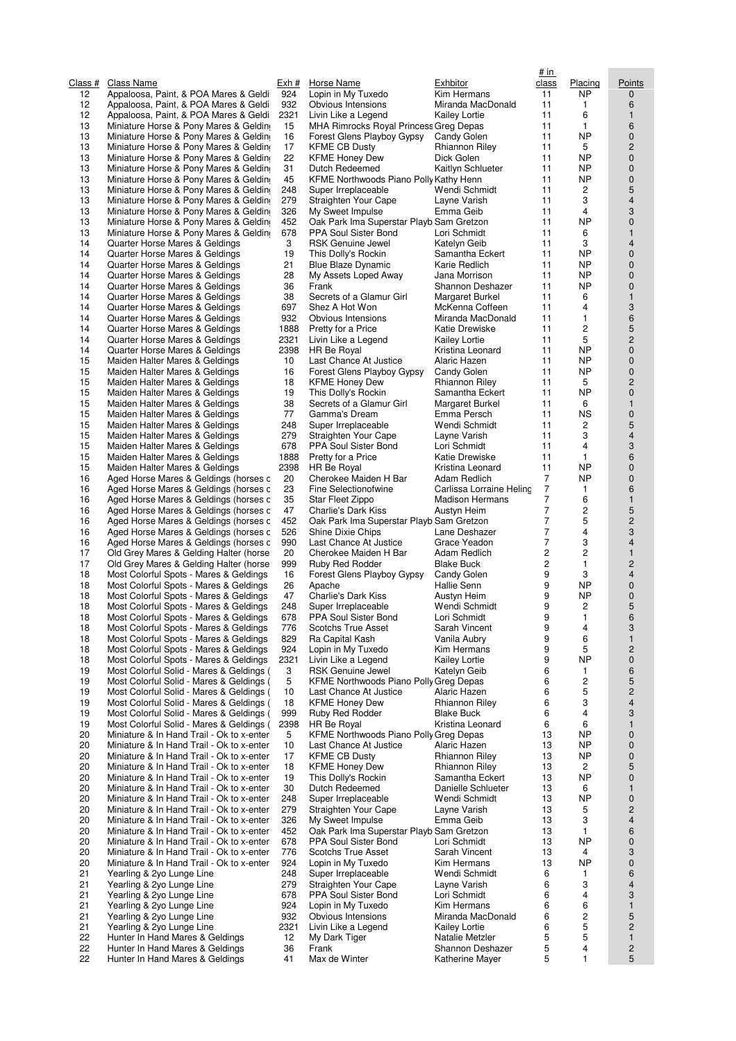| Class # | Class Name | Exh # | Horse Name | Exhbitor | # in class | Placing | Points |
|---|---|---|---|---|---|---|---|
| 12 | Appaloosa, Paint, & POA Mares & Geldi | 924 | Lopin in My Tuxedo | Kim Hermans | 11 | NP | 0 |
| 12 | Appaloosa, Paint, & POA Mares & Geldi | 932 | Obvious Intensions | Miranda MacDonald | 11 | 1 | 6 |
| 12 | Appaloosa, Paint, & POA Mares & Geldi | 2321 | Livin Like a Legend | Kailey Lortie | 11 | 6 | 1 |
| 13 | Miniature Horse & Pony Mares & Geldin | 15 | MHA Rimrocks Royal Princess | Greg Depas | 11 | 1 | 6 |
| 13 | Miniature Horse & Pony Mares & Geldin | 16 | Forest Glens Playboy Gypsy | Candy Golen | 11 | NP | 0 |
| 13 | Miniature Horse & Pony Mares & Geldin | 17 | KFME CB Dusty | Rhiannon Riley | 11 | 5 | 2 |
| 13 | Miniature Horse & Pony Mares & Geldin | 22 | KFME Honey Dew | Dick Golen | 11 | NP | 0 |
| 13 | Miniature Horse & Pony Mares & Geldin | 31 | Dutch Redeemed | Kaitlyn Schlueter | 11 | NP | 0 |
| 13 | Miniature Horse & Pony Mares & Geldin | 45 | KFME Northwoods Piano Polly | Kathy Henn | 11 | NP | 0 |
| 13 | Miniature Horse & Pony Mares & Geldin | 248 | Super Irreplaceable | Wendi Schmidt | 11 | 2 | 5 |
| 13 | Miniature Horse & Pony Mares & Geldin | 279 | Straighten Your Cape | Layne Varish | 11 | 3 | 4 |
| 13 | Miniature Horse & Pony Mares & Geldin | 326 | My Sweet Impulse | Emma Geib | 11 | 4 | 3 |
| 13 | Miniature Horse & Pony Mares & Geldin | 452 | Oak Park Ima Superstar Playb | Sam Gretzon | 11 | NP | 0 |
| 13 | Miniature Horse & Pony Mares & Geldin | 678 | PPA Soul Sister Bond | Lori Schmidt | 11 | 6 | 1 |
| 14 | Quarter Horse Mares & Geldings | 3 | RSK Genuine Jewel | Katelyn Geib | 11 | 3 | 4 |
| 14 | Quarter Horse Mares & Geldings | 19 | This Dolly's Rockin | Samantha Eckert | 11 | NP | 0 |
| 14 | Quarter Horse Mares & Geldings | 21 | Blue Blaze Dynamic | Karie Redlich | 11 | NP | 0 |
| 14 | Quarter Horse Mares & Geldings | 28 | My Assets Loped Away | Jana Morrison | 11 | NP | 0 |
| 14 | Quarter Horse Mares & Geldings | 36 | Frank | Shannon Deshazer | 11 | NP | 0 |
| 14 | Quarter Horse Mares & Geldings | 38 | Secrets of a Glamur Girl | Margaret Burkel | 11 | 6 | 1 |
| 14 | Quarter Horse Mares & Geldings | 697 | Shez A Hot Won | McKenna Coffeen | 11 | 4 | 3 |
| 14 | Quarter Horse Mares & Geldings | 932 | Obvious Intensions | Miranda MacDonald | 11 | 1 | 6 |
| 14 | Quarter Horse Mares & Geldings | 1888 | Pretty for a Price | Katie Drewiske | 11 | 2 | 5 |
| 14 | Quarter Horse Mares & Geldings | 2321 | Livin Like a Legend | Kailey Lortie | 11 | 5 | 2 |
| 14 | Quarter Horse Mares & Geldings | 2398 | HR Be Royal | Kristina Leonard | 11 | NP | 0 |
| 15 | Maiden Halter Mares & Geldings | 10 | Last Chance At Justice | Alaric Hazen | 11 | NP | 0 |
| 15 | Maiden Halter Mares & Geldings | 16 | Forest Glens Playboy Gypsy | Candy Golen | 11 | NP | 0 |
| 15 | Maiden Halter Mares & Geldings | 18 | KFME Honey Dew | Rhiannon Riley | 11 | 5 | 2 |
| 15 | Maiden Halter Mares & Geldings | 19 | This Dolly's Rockin | Samantha Eckert | 11 | NP | 0 |
| 15 | Maiden Halter Mares & Geldings | 38 | Secrets of a Glamur Girl | Margaret Burkel | 11 | 6 | 1 |
| 15 | Maiden Halter Mares & Geldings | 77 | Gamma's Dream | Emma Persch | 11 | NS | 0 |
| 15 | Maiden Halter Mares & Geldings | 248 | Super Irreplaceable | Wendi Schmidt | 11 | 2 | 5 |
| 15 | Maiden Halter Mares & Geldings | 279 | Straighten Your Cape | Layne Varish | 11 | 3 | 4 |
| 15 | Maiden Halter Mares & Geldings | 678 | PPA Soul Sister Bond | Lori Schmidt | 11 | 4 | 3 |
| 15 | Maiden Halter Mares & Geldings | 1888 | Pretty for a Price | Katie Drewiske | 11 | 1 | 6 |
| 15 | Maiden Halter Mares & Geldings | 2398 | HR Be Royal | Kristina Leonard | 11 | NP | 0 |
| 16 | Aged Horse Mares & Geldings (horses c | 20 | Cherokee Maiden H Bar | Adam Redlich | 7 | NP | 0 |
| 16 | Aged Horse Mares & Geldings (horses c | 23 | Fine Selectionofwine | Carlissa Lorraine Heling | 7 | 1 | 6 |
| 16 | Aged Horse Mares & Geldings (horses c | 35 | Star Fleet Zippo | Madison Hermans | 7 | 6 | 1 |
| 16 | Aged Horse Mares & Geldings (horses c | 47 | Charlie's Dark Kiss | Austyn Heim | 7 | 2 | 5 |
| 16 | Aged Horse Mares & Geldings (horses c | 452 | Oak Park Ima Superstar Playb | Sam Gretzon | 7 | 5 | 2 |
| 16 | Aged Horse Mares & Geldings (horses c | 526 | Shine Dixie Chips | Lane Deshazer | 7 | 4 | 3 |
| 16 | Aged Horse Mares & Geldings (horses c | 990 | Last Chance At Justice | Grace Yeadon | 7 | 3 | 4 |
| 17 | Old Grey Mares & Gelding Halter (horse | 20 | Cherokee Maiden H Bar | Adam Redlich | 2 | 2 | 1 |
| 17 | Old Grey Mares & Gelding Halter (horse | 999 | Ruby Red Rodder | Blake Buck | 2 | 1 | 2 |
| 18 | Most Colorful Spots - Mares & Geldings | 16 | Forest Glens Playboy Gypsy | Candy Golen | 9 | 3 | 4 |
| 18 | Most Colorful Spots - Mares & Geldings | 26 | Apache | Hallie Senn | 9 | NP | 0 |
| 18 | Most Colorful Spots - Mares & Geldings | 47 | Charlie's Dark Kiss | Austyn Heim | 9 | NP | 0 |
| 18 | Most Colorful Spots - Mares & Geldings | 248 | Super Irreplaceable | Wendi Schmidt | 9 | 2 | 5 |
| 18 | Most Colorful Spots - Mares & Geldings | 678 | PPA Soul Sister Bond | Lori Schmidt | 9 | 1 | 6 |
| 18 | Most Colorful Spots - Mares & Geldings | 776 | Scotchs True Asset | Sarah Vincent | 9 | 4 | 3 |
| 18 | Most Colorful Spots - Mares & Geldings | 829 | Ra Capital Kash | Vanila Aubry | 9 | 6 | 1 |
| 18 | Most Colorful Spots - Mares & Geldings | 924 | Lopin in My Tuxedo | Kim Hermans | 9 | 5 | 2 |
| 18 | Most Colorful Spots - Mares & Geldings | 2321 | Livin Like a Legend | Kailey Lortie | 9 | NP | 0 |
| 19 | Most Colorful Solid - Mares & Geldings ( | 3 | RSK Genuine Jewel | Katelyn Geib | 6 | 1 | 6 |
| 19 | Most Colorful Solid - Mares & Geldings ( | 5 | KFME Northwoods Piano Polly | Greg Depas | 6 | 2 | 5 |
| 19 | Most Colorful Solid - Mares & Geldings ( | 10 | Last Chance At Justice | Alaric Hazen | 6 | 5 | 2 |
| 19 | Most Colorful Solid - Mares & Geldings ( | 18 | KFME Honey Dew | Rhiannon Riley | 6 | 3 | 4 |
| 19 | Most Colorful Solid - Mares & Geldings ( | 999 | Ruby Red Rodder | Blake Buck | 6 | 4 | 3 |
| 19 | Most Colorful Solid - Mares & Geldings ( | 2398 | HR Be Royal | Kristina Leonard | 6 | 6 | 1 |
| 20 | Miniature & In Hand Trail - Ok to x-enter | 5 | KFME Northwoods Piano Polly | Greg Depas | 13 | NP | 0 |
| 20 | Miniature & In Hand Trail - Ok to x-enter | 10 | Last Chance At Justice | Alaric Hazen | 13 | NP | 0 |
| 20 | Miniature & In Hand Trail - Ok to x-enter | 17 | KFME CB Dusty | Rhiannon Riley | 13 | NP | 0 |
| 20 | Miniature & In Hand Trail - Ok to x-enter | 18 | KFME Honey Dew | Rhiannon Riley | 13 | 2 | 5 |
| 20 | Miniature & In Hand Trail - Ok to x-enter | 19 | This Dolly's Rockin | Samantha Eckert | 13 | NP | 0 |
| 20 | Miniature & In Hand Trail - Ok to x-enter | 30 | Dutch Redeemed | Danielle Schlueter | 13 | 6 | 1 |
| 20 | Miniature & In Hand Trail - Ok to x-enter | 248 | Super Irreplaceable | Wendi Schmidt | 13 | NP | 0 |
| 20 | Miniature & In Hand Trail - Ok to x-enter | 279 | Straighten Your Cape | Layne Varish | 13 | 5 | 2 |
| 20 | Miniature & In Hand Trail - Ok to x-enter | 326 | My Sweet Impulse | Emma Geib | 13 | 3 | 4 |
| 20 | Miniature & In Hand Trail - Ok to x-enter | 452 | Oak Park Ima Superstar Playb | Sam Gretzon | 13 | 1 | 6 |
| 20 | Miniature & In Hand Trail - Ok to x-enter | 678 | PPA Soul Sister Bond | Lori Schmidt | 13 | NP | 0 |
| 20 | Miniature & In Hand Trail - Ok to x-enter | 776 | Scotchs True Asset | Sarah Vincent | 13 | 4 | 3 |
| 20 | Miniature & In Hand Trail - Ok to x-enter | 924 | Lopin in My Tuxedo | Kim Hermans | 13 | NP | 0 |
| 21 | Yearling & 2yo Lunge Line | 248 | Super Irreplaceable | Wendi Schmidt | 6 | 1 | 6 |
| 21 | Yearling & 2yo Lunge Line | 279 | Straighten Your Cape | Layne Varish | 6 | 3 | 4 |
| 21 | Yearling & 2yo Lunge Line | 678 | PPA Soul Sister Bond | Lori Schmidt | 6 | 4 | 3 |
| 21 | Yearling & 2yo Lunge Line | 924 | Lopin in My Tuxedo | Kim Hermans | 6 | 6 | 1 |
| 21 | Yearling & 2yo Lunge Line | 932 | Obvious Intensions | Miranda MacDonald | 6 | 2 | 5 |
| 21 | Yearling & 2yo Lunge Line | 2321 | Livin Like a Legend | Kailey Lortie | 6 | 5 | 2 |
| 22 | Hunter In Hand Mares & Geldings | 12 | My Dark Tiger | Natalie Metzler | 5 | 5 | 1 |
| 22 | Hunter In Hand Mares & Geldings | 36 | Frank | Shannon Deshazer | 5 | 4 | 2 |
| 22 | Hunter In Hand Mares & Geldings | 41 | Max de Winter | Katherine Mayer | 5 | 1 | 5 |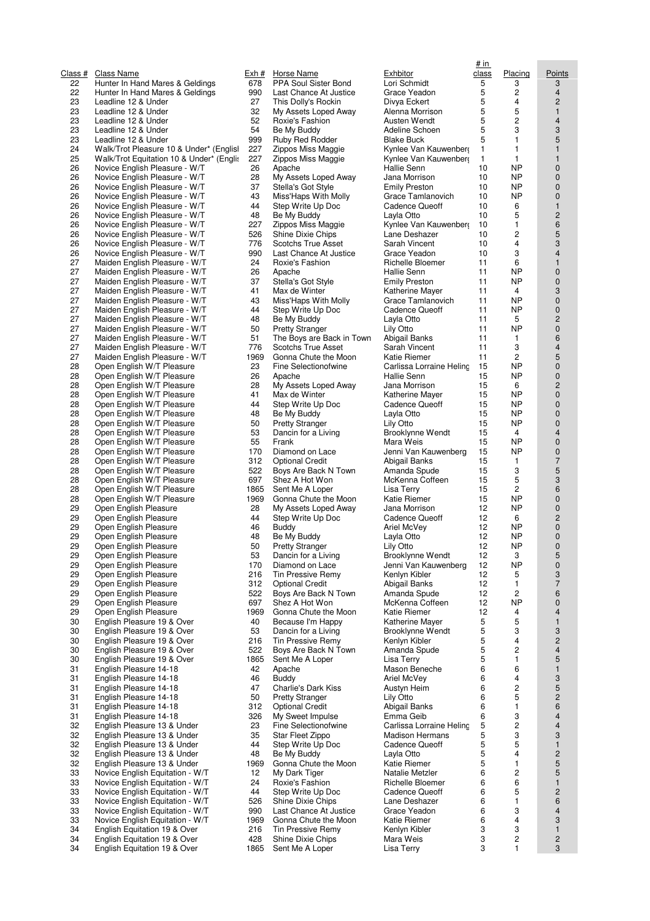| Class # | Class Name | Exh # | Horse Name | Exhbitor | # in class | Placing | Points |
|---|---|---|---|---|---|---|---|
| 22 | Hunter In Hand Mares & Geldings | 678 | PPA Soul Sister Bond | Lori Schmidt | 5 | 3 | 3 |
| 22 | Hunter In Hand Mares & Geldings | 990 | Last Chance At Justice | Grace Yeadon | 5 | 2 | 4 |
| 23 | Leadline 12 & Under | 27 | This Dolly's Rockin | Divya Eckert | 5 | 4 | 2 |
| 23 | Leadline 12 & Under | 32 | My Assets Loped Away | Alenna Morrison | 5 | 5 | 1 |
| 23 | Leadline 12 & Under | 52 | Roxie's Fashion | Austen Wendt | 5 | 2 | 4 |
| 23 | Leadline 12 & Under | 54 | Be My Buddy | Adeline Schoen | 5 | 3 | 3 |
| 23 | Leadline 12 & Under | 999 | Ruby Red Rodder | Blake Buck | 5 | 1 | 5 |
| 24 | Walk/Trot Pleasure 10 & Under* (Englisl | 227 | Zippos Miss Maggie | Kynlee Van Kauwenberg | 1 | 1 | 1 |
| 25 | Walk/Trot Equitation 10 & Under* (Englis | 227 | Zippos Miss Maggie | Kynlee Van Kauwenberg | 1 | 1 | 1 |
| 26 | Novice English Pleasure - W/T | 26 | Apache | Hallie Senn | 10 | NP | 0 |
| 26 | Novice English Pleasure - W/T | 28 | My Assets Loped Away | Jana Morrison | 10 | NP | 0 |
| 26 | Novice English Pleasure - W/T | 37 | Stella's Got Style | Emily Preston | 10 | NP | 0 |
| 26 | Novice English Pleasure - W/T | 43 | Miss'Haps With Molly | Grace Tamlanovich | 10 | NP | 0 |
| 26 | Novice English Pleasure - W/T | 44 | Step Write Up Doc | Cadence Queoff | 10 | 6 | 1 |
| 26 | Novice English Pleasure - W/T | 48 | Be My Buddy | Layla Otto | 10 | 5 | 2 |
| 26 | Novice English Pleasure - W/T | 227 | Zippos Miss Maggie | Kynlee Van Kauwenberg | 10 | 1 | 6 |
| 26 | Novice English Pleasure - W/T | 526 | Shine Dixie Chips | Lane Deshazer | 10 | 2 | 5 |
| 26 | Novice English Pleasure - W/T | 776 | Scotchs True Asset | Sarah Vincent | 10 | 4 | 3 |
| 26 | Novice English Pleasure - W/T | 990 | Last Chance At Justice | Grace Yeadon | 10 | 3 | 4 |
| 27 | Maiden English Pleasure - W/T | 24 | Roxie's Fashion | Richelle Bloemer | 11 | 6 | 1 |
| 27 | Maiden English Pleasure - W/T | 26 | Apache | Hallie Senn | 11 | NP | 0 |
| 27 | Maiden English Pleasure - W/T | 37 | Stella's Got Style | Emily Preston | 11 | NP | 0 |
| 27 | Maiden English Pleasure - W/T | 41 | Max de Winter | Katherine Mayer | 11 | 4 | 3 |
| 27 | Maiden English Pleasure - W/T | 43 | Miss'Haps With Molly | Grace Tamlanovich | 11 | NP | 0 |
| 27 | Maiden English Pleasure - W/T | 44 | Step Write Up Doc | Cadence Queoff | 11 | NP | 0 |
| 27 | Maiden English Pleasure - W/T | 48 | Be My Buddy | Layla Otto | 11 | 5 | 2 |
| 27 | Maiden English Pleasure - W/T | 50 | Pretty Stranger | Lily Otto | 11 | NP | 0 |
| 27 | Maiden English Pleasure - W/T | 51 | The Boys are Back in Town | Abigail Banks | 11 | 1 | 6 |
| 27 | Maiden English Pleasure - W/T | 776 | Scotchs True Asset | Sarah Vincent | 11 | 3 | 4 |
| 27 | Maiden English Pleasure - W/T | 1969 | Gonna Chute the Moon | Katie Riemer | 11 | 2 | 5 |
| 28 | Open English W/T Pleasure | 23 | Fine Selectionofwine | Carlissa Lorraine Heling | 15 | NP | 0 |
| 28 | Open English W/T Pleasure | 26 | Apache | Hallie Senn | 15 | NP | 0 |
| 28 | Open English W/T Pleasure | 28 | My Assets Loped Away | Jana Morrison | 15 | 6 | 2 |
| 28 | Open English W/T Pleasure | 41 | Max de Winter | Katherine Mayer | 15 | NP | 0 |
| 28 | Open English W/T Pleasure | 44 | Step Write Up Doc | Cadence Queoff | 15 | NP | 0 |
| 28 | Open English W/T Pleasure | 48 | Be My Buddy | Layla Otto | 15 | NP | 0 |
| 28 | Open English W/T Pleasure | 50 | Pretty Stranger | Lily Otto | 15 | NP | 0 |
| 28 | Open English W/T Pleasure | 53 | Dancin for a Living | Brooklynne Wendt | 15 | 4 | 4 |
| 28 | Open English W/T Pleasure | 55 | Frank | Mara Weis | 15 | NP | 0 |
| 28 | Open English W/T Pleasure | 170 | Diamond on Lace | Jenni Van Kauwenberg | 15 | NP | 0 |
| 28 | Open English W/T Pleasure | 312 | Optional Credit | Abigail Banks | 15 | 1 | 7 |
| 28 | Open English W/T Pleasure | 522 | Boys Are Back N Town | Amanda Spude | 15 | 3 | 5 |
| 28 | Open English W/T Pleasure | 697 | Shez A Hot Won | McKenna Coffeen | 15 | 5 | 3 |
| 28 | Open English W/T Pleasure | 1865 | Sent Me A Loper | Lisa Terry | 15 | 2 | 6 |
| 28 | Open English W/T Pleasure | 1969 | Gonna Chute the Moon | Katie Riemer | 15 | NP | 0 |
| 29 | Open English Pleasure | 28 | My Assets Loped Away | Jana Morrison | 12 | NP | 0 |
| 29 | Open English Pleasure | 44 | Step Write Up Doc | Cadence Queoff | 12 | 6 | 2 |
| 29 | Open English Pleasure | 46 | Buddy | Ariel McVey | 12 | NP | 0 |
| 29 | Open English Pleasure | 48 | Be My Buddy | Layla Otto | 12 | NP | 0 |
| 29 | Open English Pleasure | 50 | Pretty Stranger | Lily Otto | 12 | NP | 0 |
| 29 | Open English Pleasure | 53 | Dancin for a Living | Brooklynne Wendt | 12 | 3 | 5 |
| 29 | Open English Pleasure | 170 | Diamond on Lace | Jenni Van Kauwenberg | 12 | NP | 0 |
| 29 | Open English Pleasure | 216 | Tin Pressive Remy | Kenlyn Kibler | 12 | 5 | 3 |
| 29 | Open English Pleasure | 312 | Optional Credit | Abigail Banks | 12 | 1 | 7 |
| 29 | Open English Pleasure | 522 | Boys Are Back N Town | Amanda Spude | 12 | 2 | 6 |
| 29 | Open English Pleasure | 697 | Shez A Hot Won | McKenna Coffeen | 12 | NP | 0 |
| 29 | Open English Pleasure | 1969 | Gonna Chute the Moon | Katie Riemer | 12 | 4 | 4 |
| 30 | English Pleasure 19 & Over | 40 | Because I'm Happy | Katherine Mayer | 5 | 5 | 1 |
| 30 | English Pleasure 19 & Over | 53 | Dancin for a Living | Brooklynne Wendt | 5 | 3 | 3 |
| 30 | English Pleasure 19 & Over | 216 | Tin Pressive Remy | Kenlyn Kibler | 5 | 4 | 2 |
| 30 | English Pleasure 19 & Over | 522 | Boys Are Back N Town | Amanda Spude | 5 | 2 | 4 |
| 30 | English Pleasure 19 & Over | 1865 | Sent Me A Loper | Lisa Terry | 5 | 1 | 5 |
| 31 | English Pleasure 14-18 | 42 | Apache | Mason Beneche | 6 | 6 | 1 |
| 31 | English Pleasure 14-18 | 46 | Buddy | Ariel McVey | 6 | 4 | 3 |
| 31 | English Pleasure 14-18 | 47 | Charlie's Dark Kiss | Austyn Heim | 6 | 2 | 5 |
| 31 | English Pleasure 14-18 | 50 | Pretty Stranger | Lily Otto | 6 | 5 | 2 |
| 31 | English Pleasure 14-18 | 312 | Optional Credit | Abigail Banks | 6 | 1 | 6 |
| 31 | English Pleasure 14-18 | 326 | My Sweet Impulse | Emma Geib | 6 | 3 | 4 |
| 32 | English Pleasure 13 & Under | 23 | Fine Selectionofwine | Carlissa Lorraine Heling | 5 | 2 | 4 |
| 32 | English Pleasure 13 & Under | 35 | Star Fleet Zippo | Madison Hermans | 5 | 3 | 3 |
| 32 | English Pleasure 13 & Under | 44 | Step Write Up Doc | Cadence Queoff | 5 | 5 | 1 |
| 32 | English Pleasure 13 & Under | 48 | Be My Buddy | Layla Otto | 5 | 4 | 2 |
| 32 | English Pleasure 13 & Under | 1969 | Gonna Chute the Moon | Katie Riemer | 5 | 1 | 5 |
| 33 | Novice English Equitation - W/T | 12 | My Dark Tiger | Natalie Metzler | 6 | 2 | 5 |
| 33 | Novice English Equitation - W/T | 24 | Roxie's Fashion | Richelle Bloemer | 6 | 6 | 1 |
| 33 | Novice English Equitation - W/T | 44 | Step Write Up Doc | Cadence Queoff | 6 | 5 | 2 |
| 33 | Novice English Equitation - W/T | 526 | Shine Dixie Chips | Lane Deshazer | 6 | 1 | 6 |
| 33 | Novice English Equitation - W/T | 990 | Last Chance At Justice | Grace Yeadon | 6 | 3 | 4 |
| 33 | Novice English Equitation - W/T | 1969 | Gonna Chute the Moon | Katie Riemer | 6 | 4 | 3 |
| 34 | English Equitation 19 & Over | 216 | Tin Pressive Remy | Kenlyn Kibler | 3 | 3 | 1 |
| 34 | English Equitation 19 & Over | 428 | Shine Dixie Chips | Mara Weis | 3 | 2 | 2 |
| 34 | English Equitation 19 & Over | 1865 | Sent Me A Loper | Lisa Terry | 3 | 1 | 3 |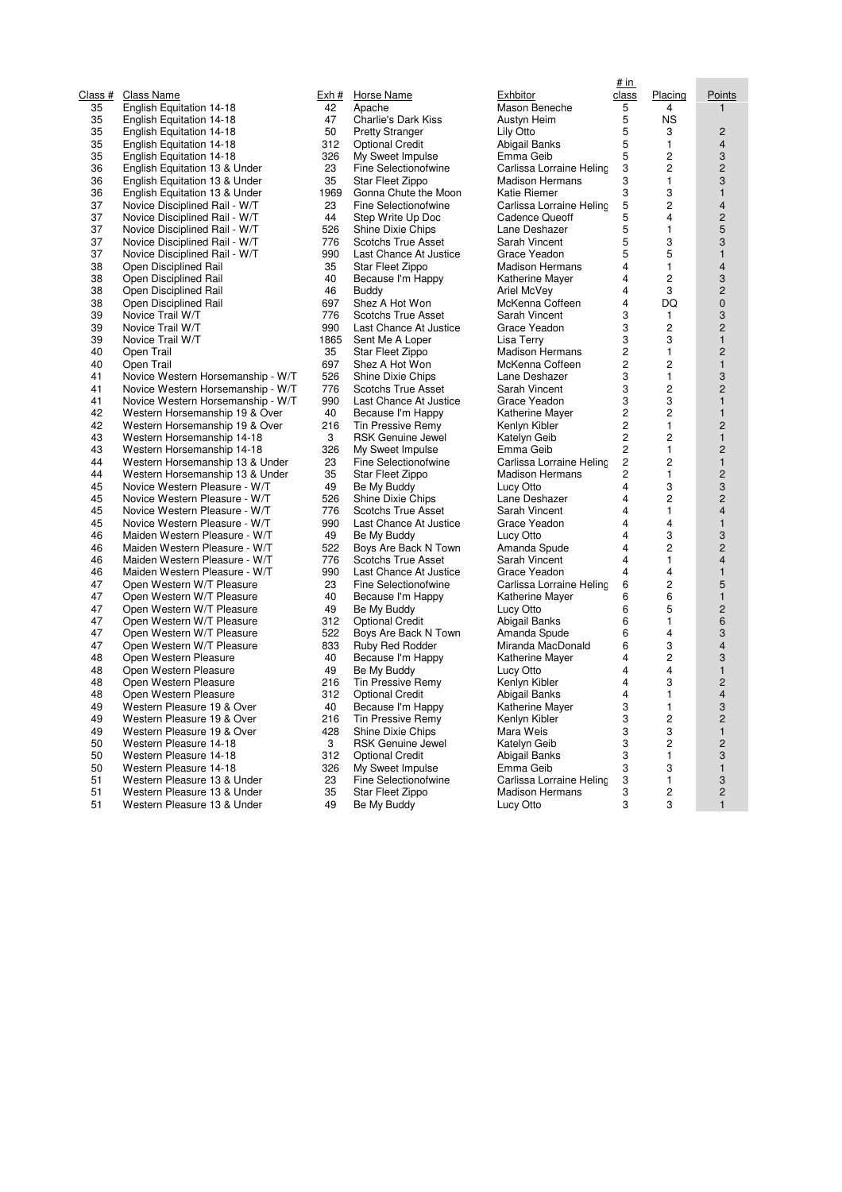| Class # | Class Name | Exh # | Horse Name | Exhbitor | # in class | Placing | Points |
|---|---|---|---|---|---|---|---|
| 35 | English Equitation 14-18 | 42 | Apache | Mason Beneche | 5 | 4 | 1 |
| 35 | English Equitation 14-18 | 47 | Charlie's Dark Kiss | Austyn Heim | 5 | NS | |
| 35 | English Equitation 14-18 | 50 | Pretty Stranger | Lily Otto | 5 | 3 | 2 |
| 35 | English Equitation 14-18 | 312 | Optional Credit | Abigail Banks | 5 | 1 | 4 |
| 35 | English Equitation 14-18 | 326 | My Sweet Impulse | Emma Geib | 5 | 2 | 3 |
| 36 | English Equitation 13 & Under | 23 | Fine Selectionofwine | Carlissa Lorraine Heling | 3 | 2 | 2 |
| 36 | English Equitation 13 & Under | 35 | Star Fleet Zippo | Madison Hermans | 3 | 1 | 3 |
| 36 | English Equitation 13 & Under | 1969 | Gonna Chute the Moon | Katie Riemer | 3 | 3 | 1 |
| 37 | Novice Disciplined Rail - W/T | 23 | Fine Selectionofwine | Carlissa Lorraine Heling | 5 | 2 | 4 |
| 37 | Novice Disciplined Rail - W/T | 44 | Step Write Up Doc | Cadence Queoff | 5 | 4 | 2 |
| 37 | Novice Disciplined Rail - W/T | 526 | Shine Dixie Chips | Lane Deshazer | 5 | 1 | 5 |
| 37 | Novice Disciplined Rail - W/T | 776 | Scotchs True Asset | Sarah Vincent | 5 | 3 | 3 |
| 37 | Novice Disciplined Rail - W/T | 990 | Last Chance At Justice | Grace Yeadon | 5 | 5 | 1 |
| 38 | Open Disciplined Rail | 35 | Star Fleet Zippo | Madison Hermans | 4 | 1 | 4 |
| 38 | Open Disciplined Rail | 40 | Because I'm Happy | Katherine Mayer | 4 | 2 | 3 |
| 38 | Open Disciplined Rail | 46 | Buddy | Ariel McVey | 4 | 3 | 2 |
| 38 | Open Disciplined Rail | 697 | Shez A Hot Won | McKenna Coffeen | 4 | DQ | 0 |
| 39 | Novice Trail W/T | 776 | Scotchs True Asset | Sarah Vincent | 3 | 1 | 3 |
| 39 | Novice Trail W/T | 990 | Last Chance At Justice | Grace Yeadon | 3 | 2 | 2 |
| 39 | Novice Trail W/T | 1865 | Sent Me A Loper | Lisa Terry | 3 | 3 | 1 |
| 40 | Open Trail | 35 | Star Fleet Zippo | Madison Hermans | 2 | 1 | 2 |
| 40 | Open Trail | 697 | Shez A Hot Won | McKenna Coffeen | 2 | 2 | 1 |
| 41 | Novice Western Horsemanship - W/T | 526 | Shine Dixie Chips | Lane Deshazer | 3 | 1 | 3 |
| 41 | Novice Western Horsemanship - W/T | 776 | Scotchs True Asset | Sarah Vincent | 3 | 2 | 2 |
| 41 | Novice Western Horsemanship - W/T | 990 | Last Chance At Justice | Grace Yeadon | 3 | 3 | 1 |
| 42 | Western Horsemanship 19 & Over | 40 | Because I'm Happy | Katherine Mayer | 2 | 2 | 1 |
| 42 | Western Horsemanship 19 & Over | 216 | Tin Pressive Remy | Kenlyn Kibler | 2 | 1 | 2 |
| 43 | Western Horsemanship 14-18 | 3 | RSK Genuine Jewel | Katelyn Geib | 2 | 2 | 1 |
| 43 | Western Horsemanship 14-18 | 326 | My Sweet Impulse | Emma Geib | 2 | 1 | 2 |
| 44 | Western Horsemanship 13 & Under | 23 | Fine Selectionofwine | Carlissa Lorraine Heling | 2 | 2 | 1 |
| 44 | Western Horsemanship 13 & Under | 35 | Star Fleet Zippo | Madison Hermans | 2 | 1 | 2 |
| 45 | Novice Western Pleasure - W/T | 49 | Be My Buddy | Lucy Otto | 4 | 3 | 3 |
| 45 | Novice Western Pleasure - W/T | 526 | Shine Dixie Chips | Lane Deshazer | 4 | 2 | 2 |
| 45 | Novice Western Pleasure - W/T | 776 | Scotchs True Asset | Sarah Vincent | 4 | 1 | 4 |
| 45 | Novice Western Pleasure - W/T | 990 | Last Chance At Justice | Grace Yeadon | 4 | 4 | 1 |
| 46 | Maiden Western Pleasure - W/T | 49 | Be My Buddy | Lucy Otto | 4 | 3 | 3 |
| 46 | Maiden Western Pleasure - W/T | 522 | Boys Are Back N Town | Amanda Spude | 4 | 2 | 2 |
| 46 | Maiden Western Pleasure - W/T | 776 | Scotchs True Asset | Sarah Vincent | 4 | 1 | 4 |
| 46 | Maiden Western Pleasure - W/T | 990 | Last Chance At Justice | Grace Yeadon | 4 | 4 | 1 |
| 47 | Open Western W/T Pleasure | 23 | Fine Selectionofwine | Carlissa Lorraine Heling | 6 | 2 | 5 |
| 47 | Open Western W/T Pleasure | 40 | Because I'm Happy | Katherine Mayer | 6 | 6 | 1 |
| 47 | Open Western W/T Pleasure | 49 | Be My Buddy | Lucy Otto | 6 | 5 | 2 |
| 47 | Open Western W/T Pleasure | 312 | Optional Credit | Abigail Banks | 6 | 1 | 6 |
| 47 | Open Western W/T Pleasure | 522 | Boys Are Back N Town | Amanda Spude | 6 | 4 | 3 |
| 47 | Open Western W/T Pleasure | 833 | Ruby Red Rodder | Miranda MacDonald | 6 | 3 | 4 |
| 48 | Open Western Pleasure | 40 | Because I'm Happy | Katherine Mayer | 4 | 2 | 3 |
| 48 | Open Western Pleasure | 49 | Be My Buddy | Lucy Otto | 4 | 4 | 1 |
| 48 | Open Western Pleasure | 216 | Tin Pressive Remy | Kenlyn Kibler | 4 | 3 | 2 |
| 48 | Open Western Pleasure | 312 | Optional Credit | Abigail Banks | 4 | 1 | 4 |
| 49 | Western Pleasure 19 & Over | 40 | Because I'm Happy | Katherine Mayer | 3 | 1 | 3 |
| 49 | Western Pleasure 19 & Over | 216 | Tin Pressive Remy | Kenlyn Kibler | 3 | 2 | 2 |
| 49 | Western Pleasure 19 & Over | 428 | Shine Dixie Chips | Mara Weis | 3 | 3 | 1 |
| 50 | Western Pleasure 14-18 | 3 | RSK Genuine Jewel | Katelyn Geib | 3 | 2 | 2 |
| 50 | Western Pleasure 14-18 | 312 | Optional Credit | Abigail Banks | 3 | 1 | 3 |
| 50 | Western Pleasure 14-18 | 326 | My Sweet Impulse | Emma Geib | 3 | 3 | 1 |
| 51 | Western Pleasure 13 & Under | 23 | Fine Selectionofwine | Carlissa Lorraine Heling | 3 | 1 | 3 |
| 51 | Western Pleasure 13 & Under | 35 | Star Fleet Zippo | Madison Hermans | 3 | 2 | 2 |
| 51 | Western Pleasure 13 & Under | 49 | Be My Buddy | Lucy Otto | 3 | 3 | 1 |